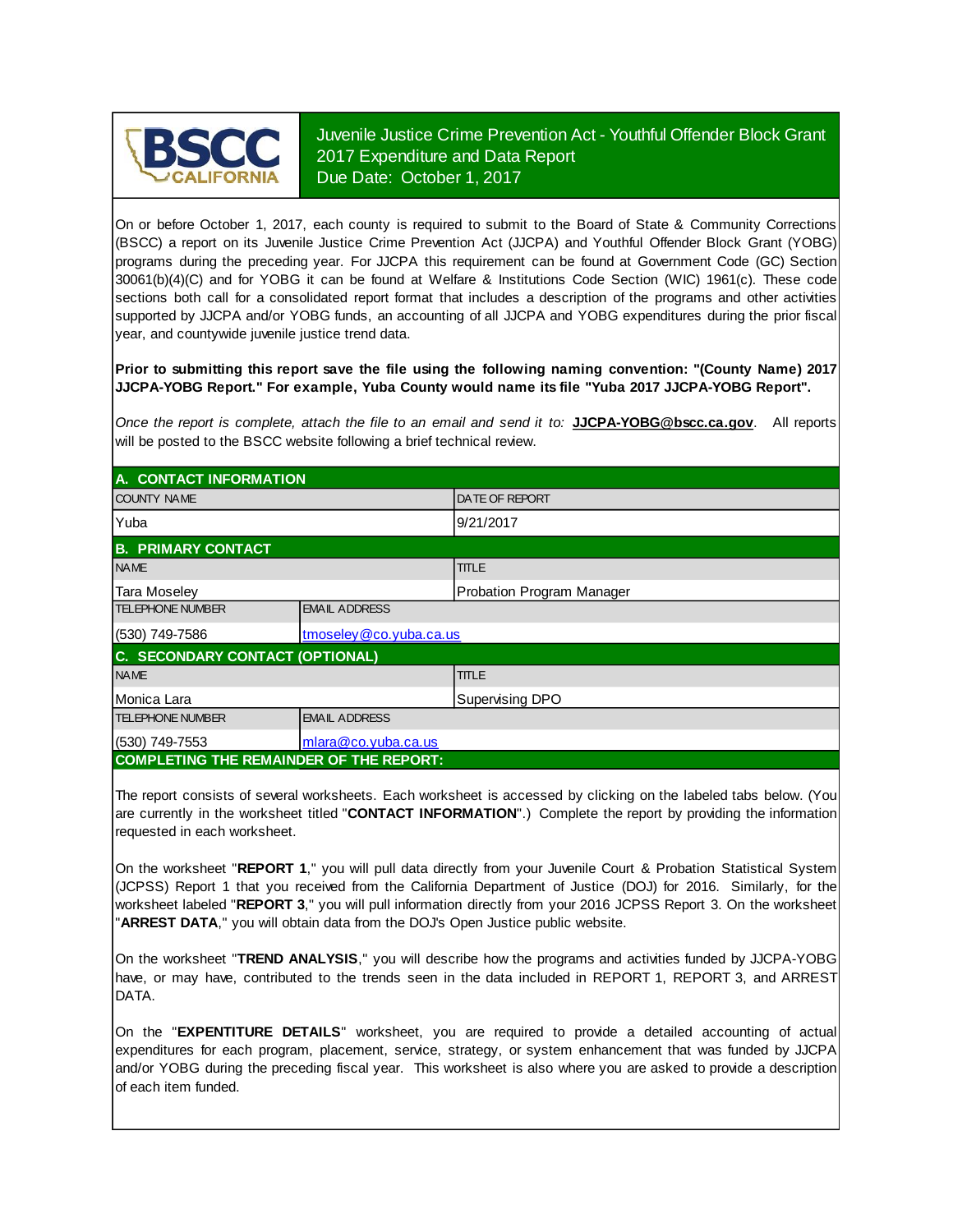BSCC CALIFORNIA

# Juvenile Justice Crime Prevention Act - Youthful Offender Block Grant 2017 Expenditure and Data Report

Due Date: October 1, 2017

On or before October 1, 2017, each county is required to submit to the Board of State & Community Corrections (BSCC) a report on its Juvenile Justice Crime Prevention Act (JJCPA) and Youthful Offender Block Grant (YOBG) programs during the preceding year. For JJCPA this requirement can be found at Government Code (GC) Section 30061(b)(4)(C) and for YOBG it can be found at Welfare & Institutions Code Section (WIC) 1961(c). These code sections both call for a consolidated report format that includes a description of the programs and other activities supported by JJCPA and/or YOBG funds, an accounting of all JJCPA and YOBG expenditures during the prior fiscal year, and countywide juvenile justice trend data.

**Prior to submitting this report save the file using the following naming convention: "(County Name) 2017 JJCPA-YOBG Report." For example, Yuba County would name its file "Yuba 2017 JJCPA-YOBG Report".**

*Once the report is complete, attach the file to an email and send it to:* **JJCPA-YOBG@bscc.ca.gov**. All reports will be posted to the BSCC website following a brief technical review.

## A. CONTACT INFORMATION

| COUNTY NAME | DATE OF REPORT |
|---|---|
| Yuba | 9/21/2017 |

## B. PRIMARY CONTACT

| NAME | TITLE |
|---|---|
| Tara Moseley | Probation Program Manager |

| TELEPHONE NUMBER | EMAIL ADDRESS |
|---|---|
| (530) 749-7586 | tmoseley@co.yuba.ca.us |

## C. SECONDARY CONTACT (OPTIONAL)

| NAME | TITLE |
|---|---|
| Monica Lara | Supervising DPO |

| TELEPHONE NUMBER | EMAIL ADDRESS |
|---|---|
| (530) 749-7553 | mlara@co.yuba.ca.us |

## COMPLETING THE REMAINDER OF THE REPORT:

The report consists of several worksheets. Each worksheet is accessed by clicking on the labeled tabs below. (You are currently in the worksheet titled "**CONTACT INFORMATION**".) Complete the report by providing the information requested in each worksheet.

On the worksheet "**REPORT 1**," you will pull data directly from your Juvenile Court & Probation Statistical System (JCPSS) Report 1 that you received from the California Department of Justice (DOJ) for 2016. Similarly, for the worksheet labeled "**REPORT 3**," you will pull information directly from your 2016 JCPSS Report 3. On the worksheet "**ARREST DATA**," you will obtain data from the DOJ's Open Justice public website.

On the worksheet "**TREND ANALYSIS**," you will describe how the programs and activities funded by JJCPA-YOBG have, or may have, contributed to the trends seen in the data included in REPORT 1, REPORT 3, and ARREST DATA.

On the "**EXPENTITURE DETAILS**" worksheet, you are required to provide a detailed accounting of actual expenditures for each program, placement, service, strategy, or system enhancement that was funded by JJCPA and/or YOBG during the preceding fiscal year. This worksheet is also where you are asked to provide a description of each item funded.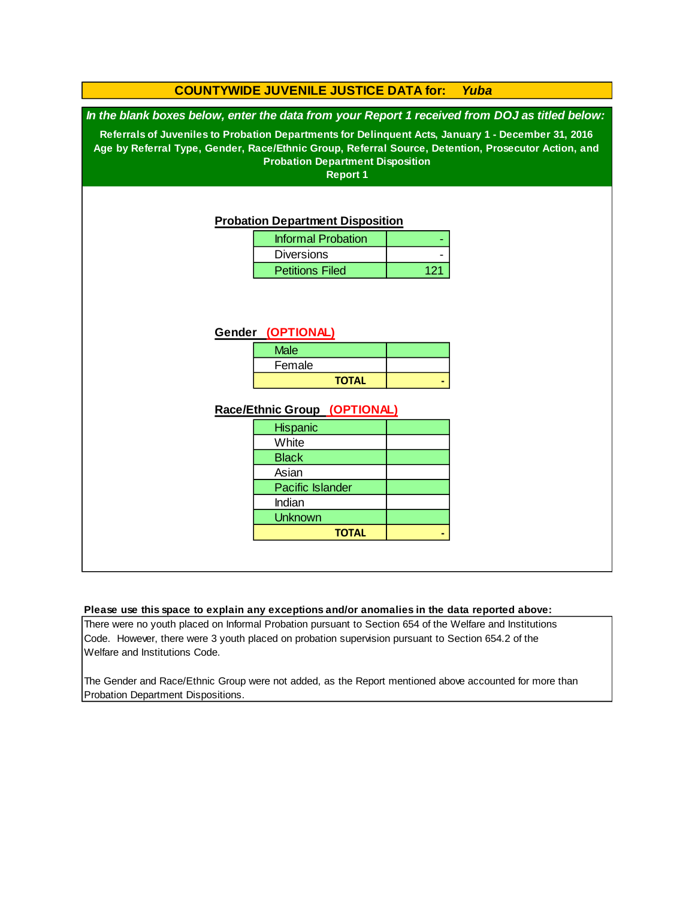# COUNTYWIDE JUVENILE JUSTICE DATA for: *Yuba*

***In the blank boxes below, enter the data from your Report 1 received from DOJ as titled below:***

**Referrals of Juveniles to Probation Departments for Delinquent Acts, January 1 - December 31, 2016**
**Age by Referral Type, Gender, Race/Ethnic Group, Referral Source, Detention, Prosecutor Action, and Probation Department Disposition**
**Report 1**

## Probation Department Disposition

| | |
|---|---|
| Informal Probation | - |
| Diversions | - |
| Petitions Filed | 121 |

## Gender (OPTIONAL)

| | |
|---|---|
| Male | |
| Female | |
| **TOTAL** | **-** |

## Race/Ethnic Group (OPTIONAL)

| | |
|---|---|
| Hispanic | |
| White | |
| Black | |
| Asian | |
| Pacific Islander | |
| Indian | |
| Unknown | |
| **TOTAL** | **-** |

**Please use this space to explain any exceptions and/or anomalies in the data reported above:**

There were no youth placed on Informal Probation pursuant to Section 654 of the Welfare and Institutions Code. However, there were 3 youth placed on probation supervision pursuant to Section 654.2 of the Welfare and Institutions Code.

The Gender and Race/Ethnic Group were not added, as the Report mentioned above accounted for more than Probation Department Dispositions.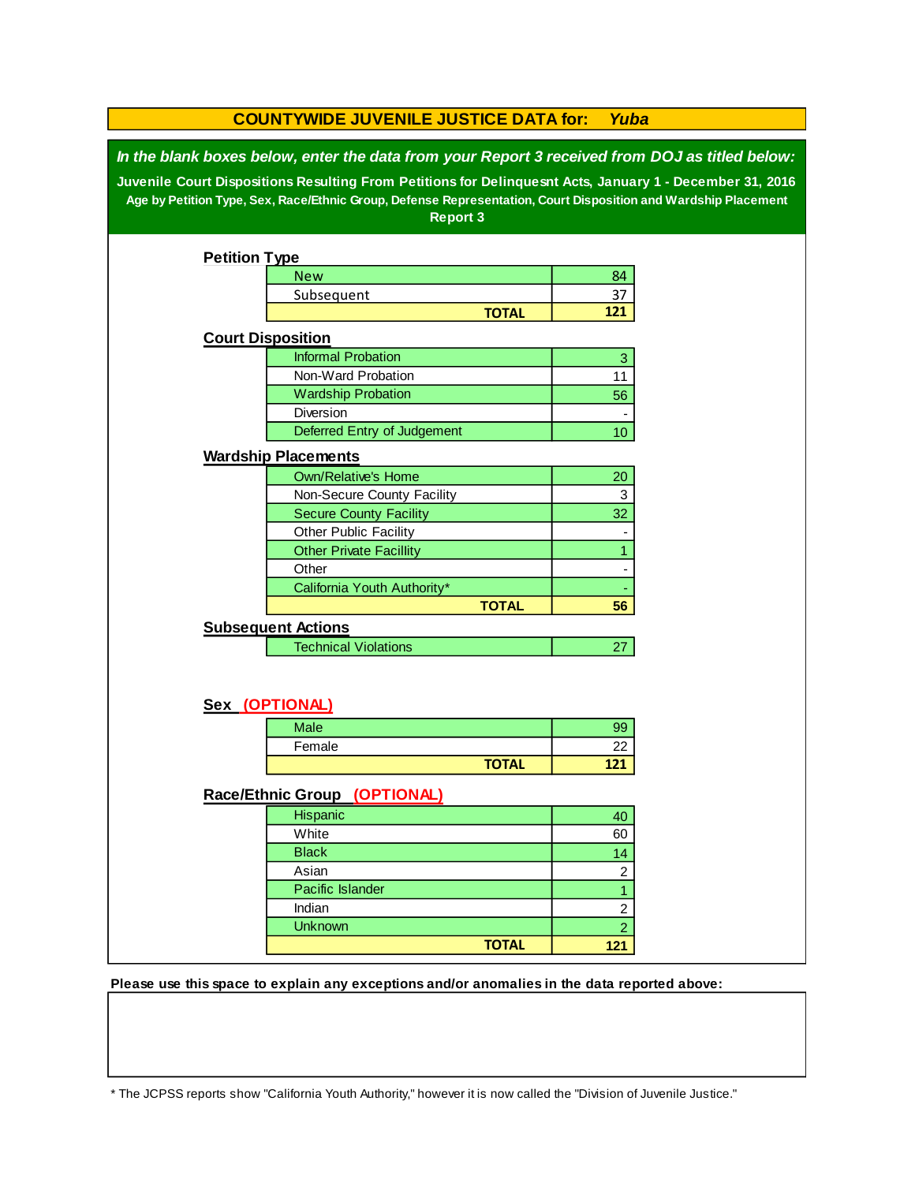# COUNTYWIDE JUVENILE JUSTICE DATA for: *Yuba*

***In the blank boxes below, enter the data from your Report 3 received from DOJ as titled below:***

**Juvenile Court Dispositions Resulting From Petitions for Delinquesnt Acts, January 1 - December 31, 2016**

**Age by Petition Type, Sex, Race/Ethnic Group, Defense Representation, Court Disposition and Wardship Placement**

**Report 3**

## Petition Type

| | |
|---|---|
| New | 84 |
| Subsequent | 37 |
| **TOTAL** | **121** |

## Court Disposition

| | |
|---|---|
| Informal Probation | 3 |
| Non-Ward Probation | 11 |
| Wardship Probation | 56 |
| Diversion | - |
| Deferred Entry of Judgement | 10 |

## Wardship Placements

| | |
|---|---|
| Own/Relative's Home | 20 |
| Non-Secure County Facility | 3 |
| Secure County Facility | 32 |
| Other Public Facility | - |
| Other Private Facillity | 1 |
| Other | - |
| California Youth Authority* | - |
| **TOTAL** | **56** |

## Subsequent Actions

| | |
|---|---|
| Technical Violations | 27 |

## Sex (OPTIONAL)

| | |
|---|---|
| Male | 99 |
| Female | 22 |
| **TOTAL** | **121** |

## Race/Ethnic Group (OPTIONAL)

| | |
|---|---|
| Hispanic | 40 |
| White | 60 |
| Black | 14 |
| Asian | 2 |
| Pacific Islander | 1 |
| Indian | 2 |
| Unknown | 2 |
| **TOTAL** | **121** |

**Please use this space to explain any exceptions and/or anomalies in the data reported above:**

* The JCPSS reports show "California Youth Authority," however it is now called the "Division of Juvenile Justice."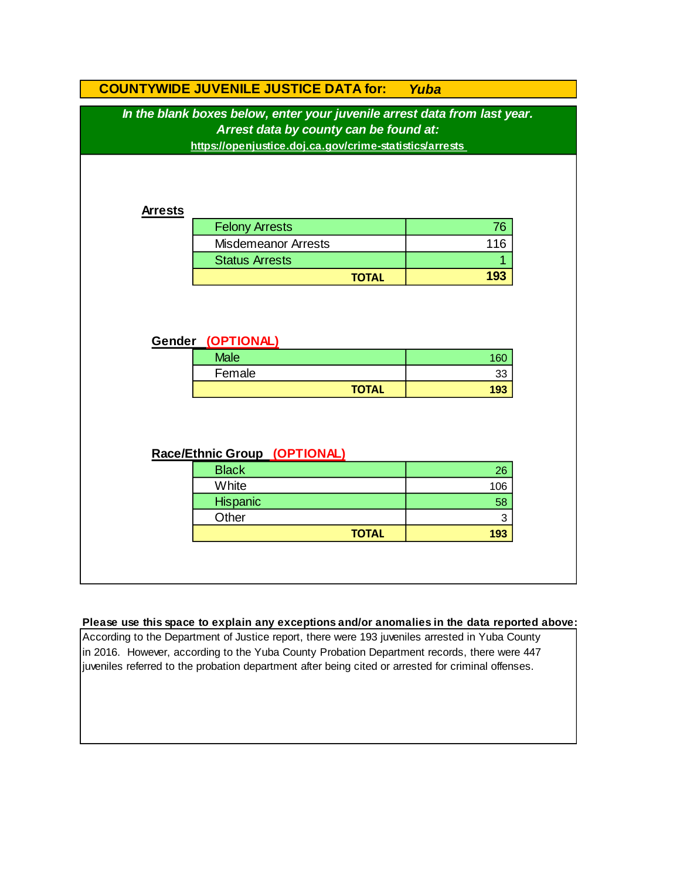# COUNTYWIDE JUVENILE JUSTICE DATA for: *Yuba*

***In the blank boxes below, enter your juvenile arrest data from last year.***
***Arrest data by county can be found at:***
**https://openjustice.doj.ca.gov/crime-statistics/arrests**

## Arrests

| | |
|---|---|
| Felony Arrests | 76 |
| Misdemeanor Arrests | 116 |
| Status Arrests | 1 |
| **TOTAL** | **193** |

## Gender (OPTIONAL)

| | |
|---|---|
| Male | 160 |
| Female | 33 |
| **TOTAL** | **193** |

## Race/Ethnic Group (OPTIONAL)

| | |
|---|---|
| Black | 26 |
| White | 106 |
| Hispanic | 58 |
| Other | 3 |
| **TOTAL** | **193** |

**Please use this space to explain any exceptions and/or anomalies in the data reported above:**

According to the Department of Justice report, there were 193 juveniles arrested in Yuba County in 2016. However, according to the Yuba County Probation Department records, there were 447 juveniles referred to the probation department after being cited or arrested for criminal offenses.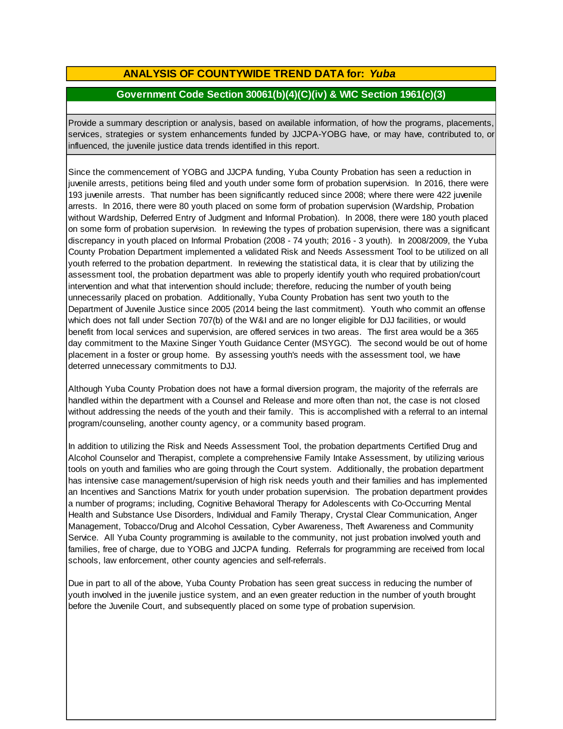## ANALYSIS OF COUNTYWIDE TREND DATA for: *Yuba*

### Government Code Section 30061(b)(4)(C)(iv) & WIC Section 1961(c)(3)

Provide a summary description or analysis, based on available information, of how the programs, placements, services, strategies or system enhancements funded by JJCPA-YOBG have, or may have, contributed to, or influenced, the juvenile justice data trends identified in this report.

Since the commencement of YOBG and JJCPA funding, Yuba County Probation has seen a reduction in juvenile arrests, petitions being filed and youth under some form of probation supervision. In 2016, there were 193 juvenile arrests. That number has been significantly reduced since 2008; where there were 422 juvenile arrests. In 2016, there were 80 youth placed on some form of probation supervision (Wardship, Probation without Wardship, Deferred Entry of Judgment and Informal Probation). In 2008, there were 180 youth placed on some form of probation supervision. In reviewing the types of probation supervision, there was a significant discrepancy in youth placed on Informal Probation (2008 - 74 youth; 2016 - 3 youth). In 2008/2009, the Yuba County Probation Department implemented a validated Risk and Needs Assessment Tool to be utilized on all youth referred to the probation department. In reviewing the statistical data, it is clear that by utilizing the assessment tool, the probation department was able to properly identify youth who required probation/court intervention and what that intervention should include; therefore, reducing the number of youth being unnecessarily placed on probation. Additionally, Yuba County Probation has sent two youth to the Department of Juvenile Justice since 2005 (2014 being the last commitment). Youth who commit an offense which does not fall under Section 707(b) of the W&I and are no longer eligible for DJJ facilities, or would benefit from local services and supervision, are offered services in two areas. The first area would be a 365 day commitment to the Maxine Singer Youth Guidance Center (MSYGC). The second would be out of home placement in a foster or group home. By assessing youth's needs with the assessment tool, we have deterred unnecessary commitments to DJJ.

Although Yuba County Probation does not have a formal diversion program, the majority of the referrals are handled within the department with a Counsel and Release and more often than not, the case is not closed without addressing the needs of the youth and their family. This is accomplished with a referral to an internal program/counseling, another county agency, or a community based program.

In addition to utilizing the Risk and Needs Assessment Tool, the probation departments Certified Drug and Alcohol Counselor and Therapist, complete a comprehensive Family Intake Assessment, by utilizing various tools on youth and families who are going through the Court system. Additionally, the probation department has intensive case management/supervision of high risk needs youth and their families and has implemented an Incentives and Sanctions Matrix for youth under probation supervision. The probation department provides a number of programs; including, Cognitive Behavioral Therapy for Adolescents with Co-Occurring Mental Health and Substance Use Disorders, Individual and Family Therapy, Crystal Clear Communication, Anger Management, Tobacco/Drug and Alcohol Cessation, Cyber Awareness, Theft Awareness and Community Service. All Yuba County programming is available to the community, not just probation involved youth and families, free of charge, due to YOBG and JJCPA funding. Referrals for programming are received from local schools, law enforcement, other county agencies and self-referrals.

Due in part to all of the above, Yuba County Probation has seen great success in reducing the number of youth involved in the juvenile justice system, and an even greater reduction in the number of youth brought before the Juvenile Court, and subsequently placed on some type of probation supervision.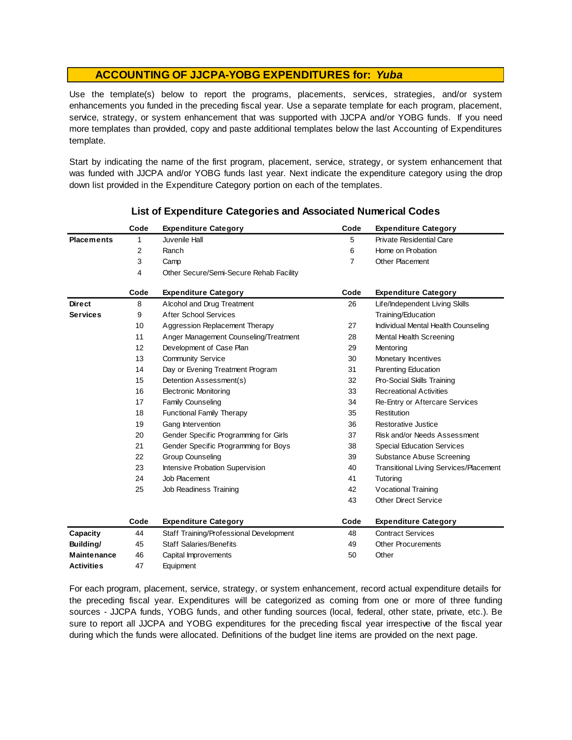## ACCOUNTING OF JJCPA-YOBG EXPENDITURES for: *Yuba*

Use the template(s) below to report the programs, placements, services, strategies, and/or system enhancements you funded in the preceding fiscal year. Use a separate template for each program, placement, service, strategy, or system enhancement that was supported with JJCPA and/or YOBG funds. If you need more templates than provided, copy and paste additional templates below the last Accounting of Expenditures template.

Start by indicating the name of the first program, placement, service, strategy, or system enhancement that was funded with JJCPA and/or YOBG funds last year. Next indicate the expenditure category using the drop down list provided in the Expenditure Category portion on each of the templates.

### List of Expenditure Categories and Associated Numerical Codes

| | Code | Expenditure Category | Code | Expenditure Category |
|---|---|---|---|---|
| **Placements** | 1 | Juvenile Hall | 5 | Private Residential Care |
| | 2 | Ranch | 6 | Home on Probation |
| | 3 | Camp | 7 | Other Placement |
| | 4 | Other Secure/Semi-Secure Rehab Facility | | |

| | Code | Expenditure Category | Code | Expenditure Category |
|---|---|---|---|---|
| **Direct Services** | 8 | Alcohol and Drug Treatment | 26 | Life/Independent Living Skills Training/Education |
| | 9 | After School Services | | |
| | 10 | Aggression Replacement Therapy | 27 | Individual Mental Health Counseling |
| | 11 | Anger Management Counseling/Treatment | 28 | Mental Health Screening |
| | 12 | Development of Case Plan | 29 | Mentoring |
| | 13 | Community Service | 30 | Monetary Incentives |
| | 14 | Day or Evening Treatment Program | 31 | Parenting Education |
| | 15 | Detention Assessment(s) | 32 | Pro-Social Skills Training |
| | 16 | Electronic Monitoring | 33 | Recreational Activities |
| | 17 | Family Counseling | 34 | Re-Entry or Aftercare Services |
| | 18 | Functional Family Therapy | 35 | Restitution |
| | 19 | Gang Intervention | 36 | Restorative Justice |
| | 20 | Gender Specific Programming for Girls | 37 | Risk and/or Needs Assessment |
| | 21 | Gender Specific Programming for Boys | 38 | Special Education Services |
| | 22 | Group Counseling | 39 | Substance Abuse Screening |
| | 23 | Intensive Probation Supervision | 40 | Transitional Living Services/Placement |
| | 24 | Job Placement | 41 | Tutoring |
| | 25 | Job Readiness Training | 42 | Vocational Training |
| | | | 43 | Other Direct Service |

| | Code | Expenditure Category | Code | Expenditure Category |
|---|---|---|---|---|
| **Capacity Building/ Maintenance Activities** | 44 | Staff Training/Professional Development | 48 | Contract Services |
| | 45 | Staff Salaries/Benefits | 49 | Other Procurements |
| | 46 | Capital Improvements | 50 | Other |
| | 47 | Equipment | | |

For each program, placement, service, strategy, or system enhancement, record actual expenditure details for the preceding fiscal year. Expenditures will be categorized as coming from one or more of three funding sources - JJCPA funds, YOBG funds, and other funding sources (local, federal, other state, private, etc.). Be sure to report all JJCPA and YOBG expenditures for the preceding fiscal year irrespective of the fiscal year during which the funds were allocated. Definitions of the budget line items are provided on the next page.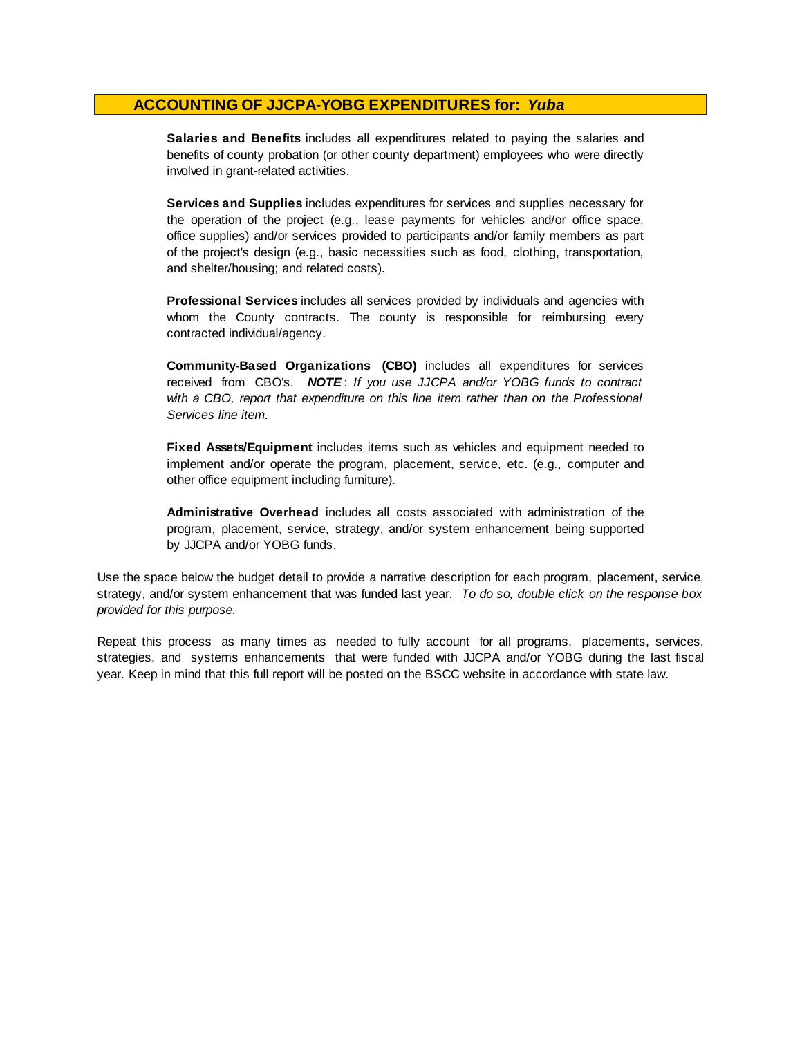## ACCOUNTING OF JJCPA-YOBG EXPENDITURES for: *Yuba*

**Salaries and Benefits** includes all expenditures related to paying the salaries and benefits of county probation (or other county department) employees who were directly involved in grant-related activities.

**Services and Supplies** includes expenditures for services and supplies necessary for the operation of the project (e.g., lease payments for vehicles and/or office space, office supplies) and/or services provided to participants and/or family members as part of the project's design (e.g., basic necessities such as food, clothing, transportation, and shelter/housing; and related costs).

**Professional Services** includes all services provided by individuals and agencies with whom the County contracts. The county is responsible for reimbursing every contracted individual/agency.

**Community-Based Organizations (CBO)** includes all expenditures for services received from CBO's. ***NOTE*** : *If you use JJCPA and/or YOBG funds to contract with a CBO, report that expenditure on this line item rather than on the Professional Services line item.*

**Fixed Assets/Equipment** includes items such as vehicles and equipment needed to implement and/or operate the program, placement, service, etc. (e.g., computer and other office equipment including furniture).

**Administrative Overhead** includes all costs associated with administration of the program, placement, service, strategy, and/or system enhancement being supported by JJCPA and/or YOBG funds.

Use the space below the budget detail to provide a narrative description for each program, placement, service, strategy, and/or system enhancement that was funded last year. *To do so, double click on the response box provided for this purpose.*

Repeat this process as many times as needed to fully account for all programs, placements, services, strategies, and systems enhancements that were funded with JJCPA and/or YOBG during the last fiscal year. Keep in mind that this full report will be posted on the BSCC website in accordance with state law.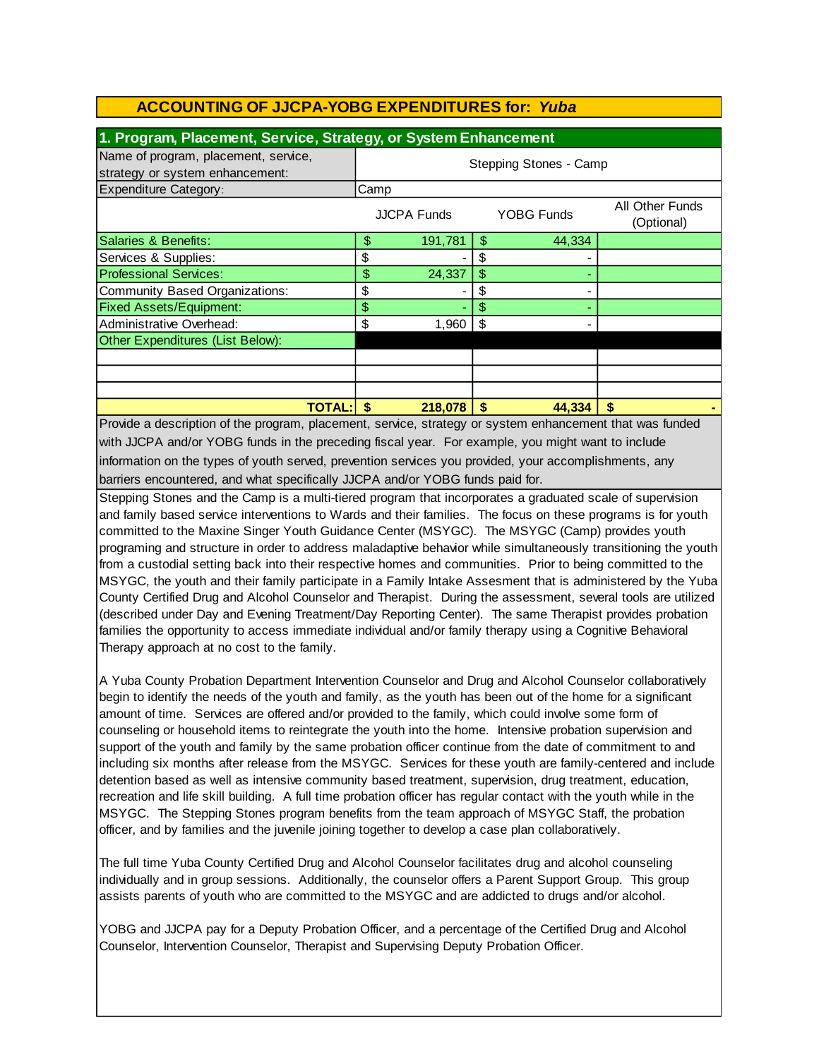# ACCOUNTING OF JJCPA-YOBG EXPENDITURES for: *Yuba*

## 1. Program, Placement, Service, Strategy, or System Enhancement

| Name of program, placement, service, strategy or system enhancement: | Stepping Stones - Camp | | |
|---|---|---|---|
| Expenditure Category: | Camp | | |
| | JJCPA Funds | YOBG Funds | All Other Funds (Optional) |
| Salaries & Benefits: | $ 191,781 | $ 44,334 | |
| Services & Supplies: | $ - | $ - | |
| Professional Services: | $ 24,337 | $ - | |
| Community Based Organizations: | $ - | $ - | |
| Fixed Assets/Equipment: | $ - | $ - | |
| Administrative Overhead: | $ 1,960 | $ - | |
| Other Expenditures (List Below): | | | |
| | | | |
| | | | |
| | | | |
| **TOTAL:** | **$ 218,078** | **$ 44,334** | **$ -** |

Provide a description of the program, placement, service, strategy or system enhancement that was funded with JJCPA and/or YOBG funds in the preceding fiscal year. For example, you might want to include information on the types of youth served, prevention services you provided, your accomplishments, any barriers encountered, and what specifically JJCPA and/or YOBG funds paid for.

Stepping Stones and the Camp is a multi-tiered program that incorporates a graduated scale of supervision and family based service interventions to Wards and their families. The focus on these programs is for youth committed to the Maxine Singer Youth Guidance Center (MSYGC). The MSYGC (Camp) provides youth programing and structure in order to address maladaptive behavior while simultaneously transitioning the youth from a custodial setting back into their respective homes and communities. Prior to being committed to the MSYGC, the youth and their family participate in a Family Intake Assesment that is administered by the Yuba County Certified Drug and Alcohol Counselor and Therapist. During the assessment, several tools are utilized (described under Day and Evening Treatment/Day Reporting Center). The same Therapist provides probation families the opportunity to access immediate individual and/or family therapy using a Cognitive Behavioral Therapy approach at no cost to the family.

A Yuba County Probation Department Intervention Counselor and Drug and Alcohol Counselor collaboratively begin to identify the needs of the youth and family, as the youth has been out of the home for a significant amount of time. Services are offered and/or provided to the family, which could involve some form of counseling or household items to reintegrate the youth into the home. Intensive probation supervision and support of the youth and family by the same probation officer continue from the date of commitment to and including six months after release from the MSYGC. Services for these youth are family-centered and include detention based as well as intensive community based treatment, supervision, drug treatment, education, recreation and life skill building. A full time probation officer has regular contact with the youth while in the MSYGC. The Stepping Stones program benefits from the team approach of MSYGC Staff, the probation officer, and by families and the juvenile joining together to develop a case plan collaboratively.

The full time Yuba County Certified Drug and Alcohol Counselor facilitates drug and alcohol counseling individually and in group sessions. Additionally, the counselor offers a Parent Support Group. This group assists parents of youth who are committed to the MSYGC and are addicted to drugs and/or alcohol.

YOBG and JJCPA pay for a Deputy Probation Officer, and a percentage of the Certified Drug and Alcohol Counselor, Intervention Counselor, Therapist and Supervising Deputy Probation Officer.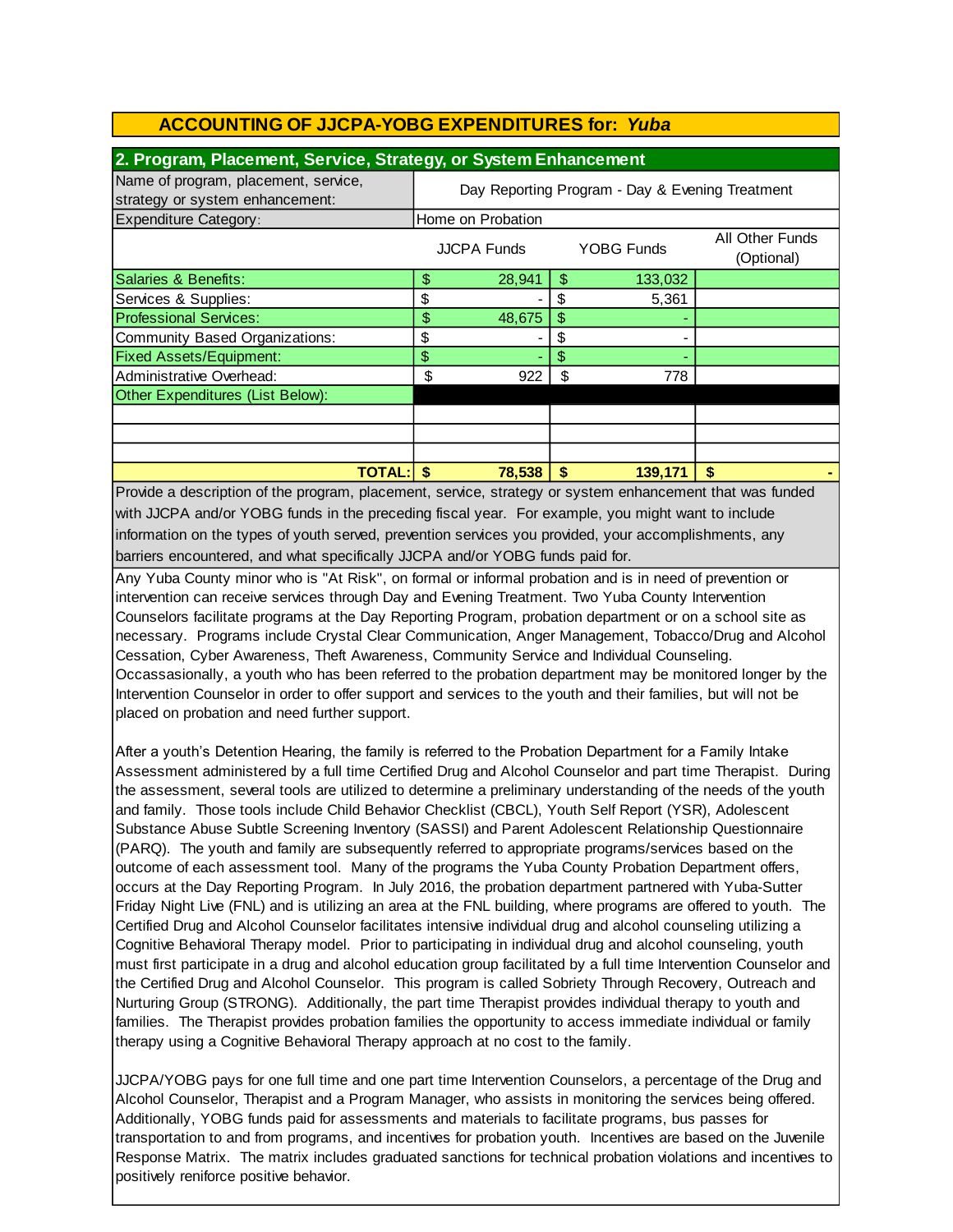## ACCOUNTING OF JJCPA-YOBG EXPENDITURES for: *Yuba*

### 2. Program, Placement, Service, Strategy, or System Enhancement

| Name of program, placement, service, strategy or system enhancement: | Day Reporting Program - Day & Evening Treatment | | |
|---|---|---|---|
| Expenditure Category: | Home on Probation | | |
| | JJCPA Funds | YOBG Funds | All Other Funds (Optional) |
| Salaries & Benefits: | $ 28,941 | $ 133,032 | |
| Services & Supplies: | $ - | $ 5,361 | |
| Professional Services: | $ 48,675 | $ - | |
| Community Based Organizations: | $ - | $ - | |
| Fixed Assets/Equipment: | $ - | $ - | |
| Administrative Overhead: | $ 922 | $ 778 | |
| Other Expenditures (List Below): | | | |
| | | | |
| | | | |
| | | | |
| **TOTAL:** | **$ 78,538** | **$ 139,171** | **$ -** |

Provide a description of the program, placement, service, strategy or system enhancement that was funded with JJCPA and/or YOBG funds in the preceding fiscal year. For example, you might want to include information on the types of youth served, prevention services you provided, your accomplishments, any barriers encountered, and what specifically JJCPA and/or YOBG funds paid for.

Any Yuba County minor who is "At Risk", on formal or informal probation and is in need of prevention or intervention can receive services through Day and Evening Treatment. Two Yuba County Intervention Counselors facilitate programs at the Day Reporting Program, probation department or on a school site as necessary. Programs include Crystal Clear Communication, Anger Management, Tobacco/Drug and Alcohol Cessation, Cyber Awareness, Theft Awareness, Community Service and Individual Counseling. Occassasionally, a youth who has been referred to the probation department may be monitored longer by the Intervention Counselor in order to offer support and services to the youth and their families, but will not be placed on probation and need further support.

After a youth's Detention Hearing, the family is referred to the Probation Department for a Family Intake Assessment administered by a full time Certified Drug and Alcohol Counselor and part time Therapist. During the assessment, several tools are utilized to determine a preliminary understanding of the needs of the youth and family. Those tools include Child Behavior Checklist (CBCL), Youth Self Report (YSR), Adolescent Substance Abuse Subtle Screening Inventory (SASSI) and Parent Adolescent Relationship Questionnaire (PARQ). The youth and family are subsequently referred to appropriate programs/services based on the outcome of each assessment tool. Many of the programs the Yuba County Probation Department offers, occurs at the Day Reporting Program. In July 2016, the probation department partnered with Yuba-Sutter Friday Night Live (FNL) and is utilizing an area at the FNL building, where programs are offered to youth. The Certified Drug and Alcohol Counselor facilitates intensive individual drug and alcohol counseling utilizing a Cognitive Behavioral Therapy model. Prior to participating in individual drug and alcohol counseling, youth must first participate in a drug and alcohol education group facilitated by a full time Intervention Counselor and the Certified Drug and Alcohol Counselor. This program is called Sobriety Through Recovery, Outreach and Nurturing Group (STRONG). Additionally, the part time Therapist provides individual therapy to youth and families. The Therapist provides probation families the opportunity to access immediate individual or family therapy using a Cognitive Behavioral Therapy approach at no cost to the family.

JJCPA/YOBG pays for one full time and one part time Intervention Counselors, a percentage of the Drug and Alcohol Counselor, Therapist and a Program Manager, who assists in monitoring the services being offered. Additionally, YOBG funds paid for assessments and materials to facilitate programs, bus passes for transportation to and from programs, and incentives for probation youth. Incentives are based on the Juvenile Response Matrix. The matrix includes graduated sanctions for technical probation violations and incentives to positively reniforce positive behavior.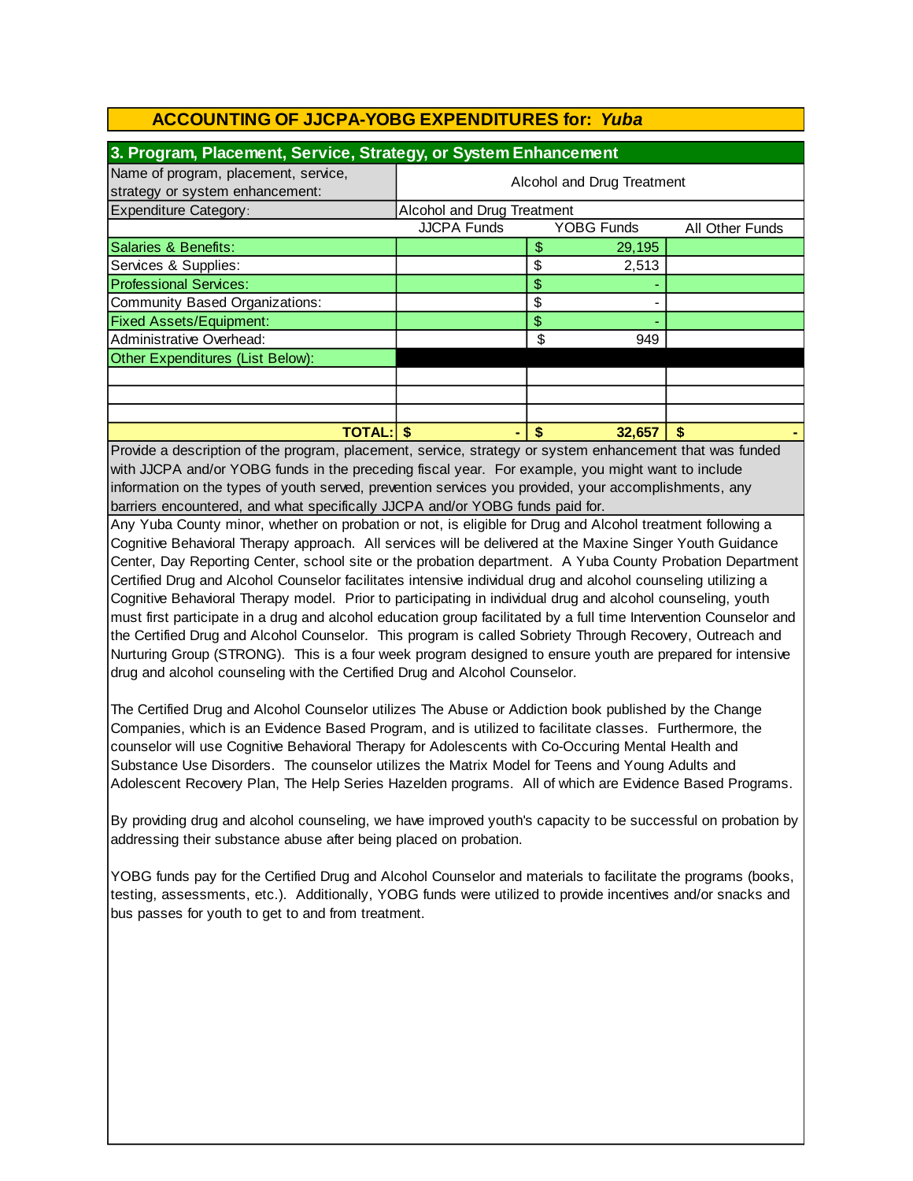## ACCOUNTING OF JJCPA-YOBG EXPENDITURES for: *Yuba*

### 3. Program, Placement, Service, Strategy, or System Enhancement

| Name of program, placement, service, strategy or system enhancement: | Alcohol and Drug Treatment | | |
|---|---|---|---|
| Expenditure Category: | Alcohol and Drug Treatment | | |
| | JJCPA Funds | YOBG Funds | All Other Funds |
| Salaries & Benefits: | | $ 29,195 | |
| Services & Supplies: | | $ 2,513 | |
| Professional Services: | | $ - | |
| Community Based Organizations: | | $ - | |
| Fixed Assets/Equipment: | | $ - | |
| Administrative Overhead: | | $ 949 | |
| Other Expenditures (List Below): | | | |
| | | | |
| | | | |
| | | | |
| **TOTAL:** | **$ -** | **$ 32,657** | **$ -** |

Provide a description of the program, placement, service, strategy or system enhancement that was funded with JJCPA and/or YOBG funds in the preceding fiscal year. For example, you might want to include information on the types of youth served, prevention services you provided, your accomplishments, any barriers encountered, and what specifically JJCPA and/or YOBG funds paid for.

Any Yuba County minor, whether on probation or not, is eligible for Drug and Alcohol treatment following a Cognitive Behavioral Therapy approach. All services will be delivered at the Maxine Singer Youth Guidance Center, Day Reporting Center, school site or the probation department. A Yuba County Probation Department Certified Drug and Alcohol Counselor facilitates intensive individual drug and alcohol counseling utilizing a Cognitive Behavioral Therapy model. Prior to participating in individual drug and alcohol counseling, youth must first participate in a drug and alcohol education group facilitated by a full time Intervention Counselor and the Certified Drug and Alcohol Counselor. This program is called Sobriety Through Recovery, Outreach and Nurturing Group (STRONG). This is a four week program designed to ensure youth are prepared for intensive drug and alcohol counseling with the Certified Drug and Alcohol Counselor.

The Certified Drug and Alcohol Counselor utilizes The Abuse or Addiction book published by the Change Companies, which is an Evidence Based Program, and is utilized to facilitate classes. Furthermore, the counselor will use Cognitive Behavioral Therapy for Adolescents with Co-Occuring Mental Health and Substance Use Disorders. The counselor utilizes the Matrix Model for Teens and Young Adults and Adolescent Recovery Plan, The Help Series Hazelden programs. All of which are Evidence Based Programs.

By providing drug and alcohol counseling, we have improved youth's capacity to be successful on probation by addressing their substance abuse after being placed on probation.

YOBG funds pay for the Certified Drug and Alcohol Counselor and materials to facilitate the programs (books, testing, assessments, etc.). Additionally, YOBG funds were utilized to provide incentives and/or snacks and bus passes for youth to get to and from treatment.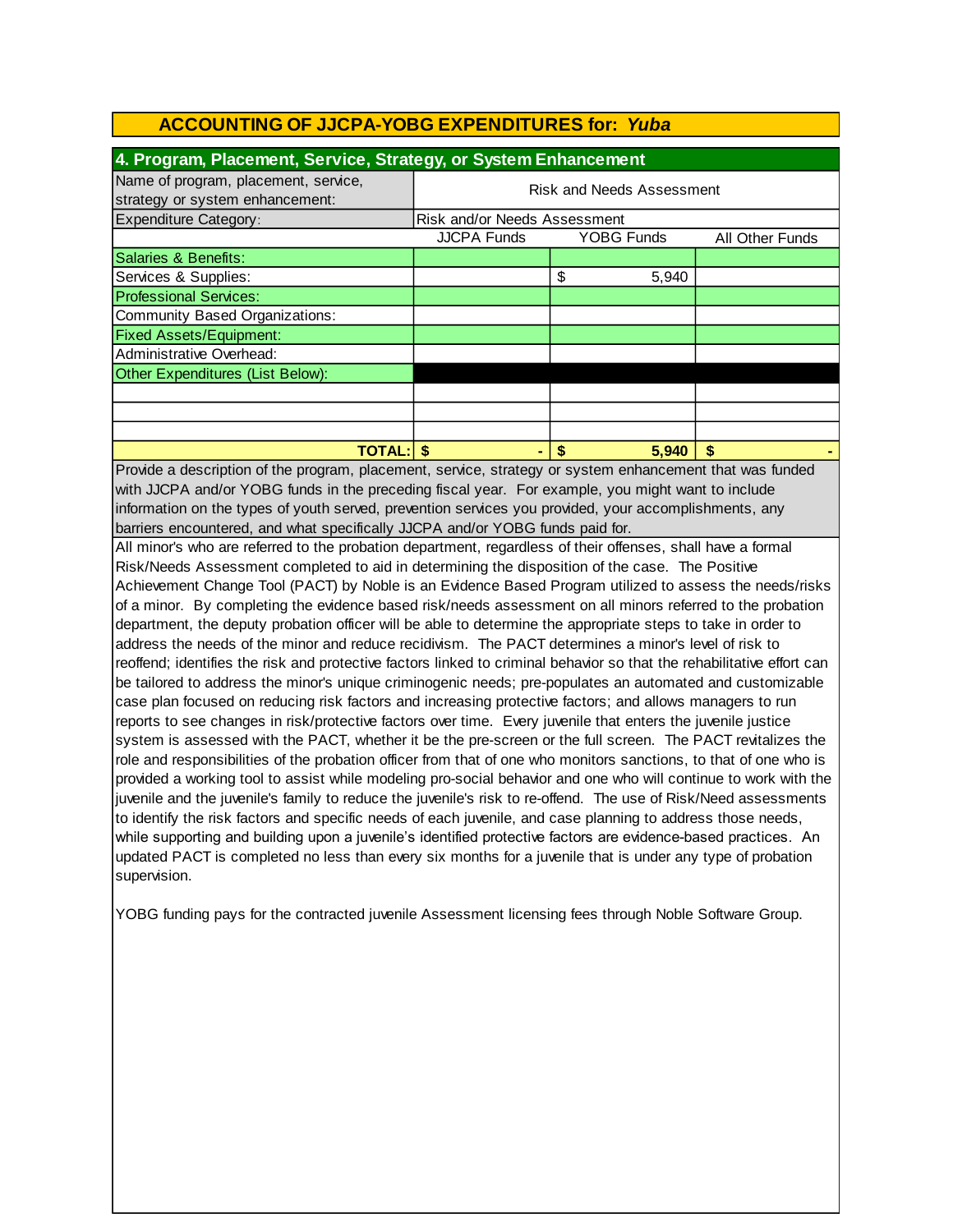## ACCOUNTING OF JJCPA-YOBG EXPENDITURES for: *Yuba*

### 4. Program, Placement, Service, Strategy, or System Enhancement

| | | | |
|---|---|---|---|
| Name of program, placement, service, strategy or system enhancement: | Risk and Needs Assessment | | |
| Expenditure Category: | Risk and/or Needs Assessment | | |
| | JJCPA Funds | YOBG Funds | All Other Funds |
| Salaries & Benefits: | | | |
| Services & Supplies: | | $ 5,940 | |
| Professional Services: | | | |
| Community Based Organizations: | | | |
| Fixed Assets/Equipment: | | | |
| Administrative Overhead: | | | |
| Other Expenditures (List Below): | | | |
| | | | |
| | | | |
| | | | |
| **TOTAL:** | **$ -** | **$ 5,940** | **$ -** |

Provide a description of the program, placement, service, strategy or system enhancement that was funded with JJCPA and/or YOBG funds in the preceding fiscal year. For example, you might want to include information on the types of youth served, prevention services you provided, your accomplishments, any barriers encountered, and what specifically JJCPA and/or YOBG funds paid for.

All minor's who are referred to the probation department, regardless of their offenses, shall have a formal Risk/Needs Assessment completed to aid in determining the disposition of the case. The Positive Achievement Change Tool (PACT) by Noble is an Evidence Based Program utilized to assess the needs/risks of a minor. By completing the evidence based risk/needs assessment on all minors referred to the probation department, the deputy probation officer will be able to determine the appropriate steps to take in order to address the needs of the minor and reduce recidivism. The PACT determines a minor's level of risk to reoffend; identifies the risk and protective factors linked to criminal behavior so that the rehabilitative effort can be tailored to address the minor's unique criminogenic needs; pre-populates an automated and customizable case plan focused on reducing risk factors and increasing protective factors; and allows managers to run reports to see changes in risk/protective factors over time. Every juvenile that enters the juvenile justice system is assessed with the PACT, whether it be the pre-screen or the full screen. The PACT revitalizes the role and responsibilities of the probation officer from that of one who monitors sanctions, to that of one who is provided a working tool to assist while modeling pro-social behavior and one who will continue to work with the juvenile and the juvenile's family to reduce the juvenile's risk to re-offend. The use of Risk/Need assessments to identify the risk factors and specific needs of each juvenile, and case planning to address those needs, while supporting and building upon a juvenile's identified protective factors are evidence-based practices. An updated PACT is completed no less than every six months for a juvenile that is under any type of probation supervision.

YOBG funding pays for the contracted juvenile Assessment licensing fees through Noble Software Group.